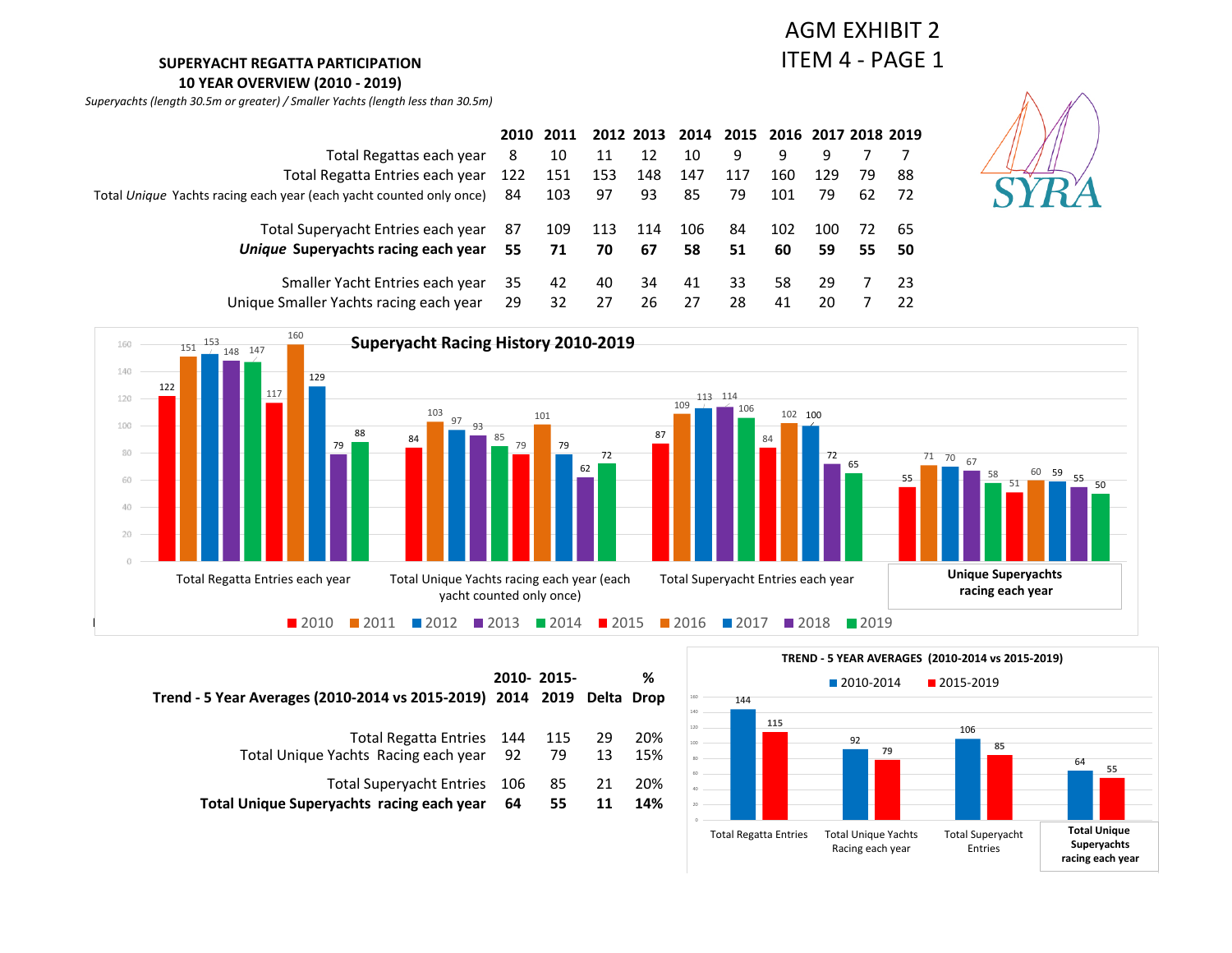AGM EXHIBIT 2
ITEM 4 - PAGE 1

## SUPERYACHT REGATTA PARTICIPATION
## 10 YEAR OVERVIEW (2010 - 2019)

*Superyachts (length 30.5m or greater) / Smaller Yachts (length less than 30.5m)*

SYRA

| | 2010 | 2011 | 2012 | 2013 | 2014 | 2015 | 2016 | 2017 | 2018 | 2019 |
|---|---|---|---|---|---|---|---|---|---|---|
| Total Regattas each year | 8 | 10 | 11 | 12 | 10 | 9 | 9 | 9 | 7 | 7 |
| Total Regatta Entries each year | 122 | 151 | 153 | 148 | 147 | 117 | 160 | 129 | 79 | 88 |
| Total *Unique* Yachts racing each year (each yacht counted only once) | 84 | 103 | 97 | 93 | 85 | 79 | 101 | 79 | 62 | 72 |
| Total Superyacht Entries each year | 87 | 109 | 113 | 114 | 106 | 84 | 102 | 100 | 72 | 65 |
| ***Unique* Superyachts racing each year** | **55** | **71** | **70** | **67** | **58** | **51** | **60** | **59** | **55** | **50** |
| Smaller Yacht Entries each year | 35 | 42 | 40 | 34 | 41 | 33 | 58 | 29 | 7 | 23 |
| Unique Smaller Yachts racing each year | 29 | 32 | 27 | 26 | 27 | 28 | 41 | 20 | 7 | 22 |

**Superyacht Racing History 2010-2019**

Legend: 2010, 2011, 2012, 2013, 2014, 2015, 2016, 2017, 2018, 2019

| | 2010 | 2011 | 2012 | 2013 | 2014 | 2015 | 2016 | 2017 | 2018 | 2019 |
|---|---|---|---|---|---|---|---|---|---|---|
| Total Regatta Entries each year | 122 | 151 | 153 | 148 | 147 | 117 | 160 | 129 | 79 | 88 |
| Total Unique Yachts racing each year (each yacht counted only once) | 84 | 103 | 97 | 93 | 85 | 79 | 101 | 79 | 62 | 72 |
| Total Superyacht Entries each year | 87 | 109 | 113 | 114 | 106 | 84 | 102 | 100 | 72 | 65 |
| **Unique Superyachts racing each year** | 55 | 71 | 70 | 67 | 58 | 51 | 60 | 59 | 55 | 50 |

| **Trend - 5 Year Averages (2010-2014 vs 2015-2019)** | **2010-2014** | **2015-2019** | **Delta** | **% Drop** |
|---|---|---|---|---|
| Total Regatta Entries | 144 | 115 | 29 | 20% |
| Total Unique Yachts Racing each year | 92 | 79 | 13 | 15% |
| Total Superyacht Entries | 106 | 85 | 21 | 20% |
| **Total Unique Superyachts racing each year** | **64** | **55** | **11** | **14%** |

**TREND - 5 YEAR AVERAGES (2010-2014 vs 2015-2019)**

| | 2010-2014 | 2015-2019 |
|---|---|---|
| Total Regatta Entries | 144 | 115 |
| Total Unique Yachts Racing each year | 92 | 79 |
| Total Superyacht Entries | 106 | 85 |
| **Total Unique Superyachts racing each year** | 64 | 55 |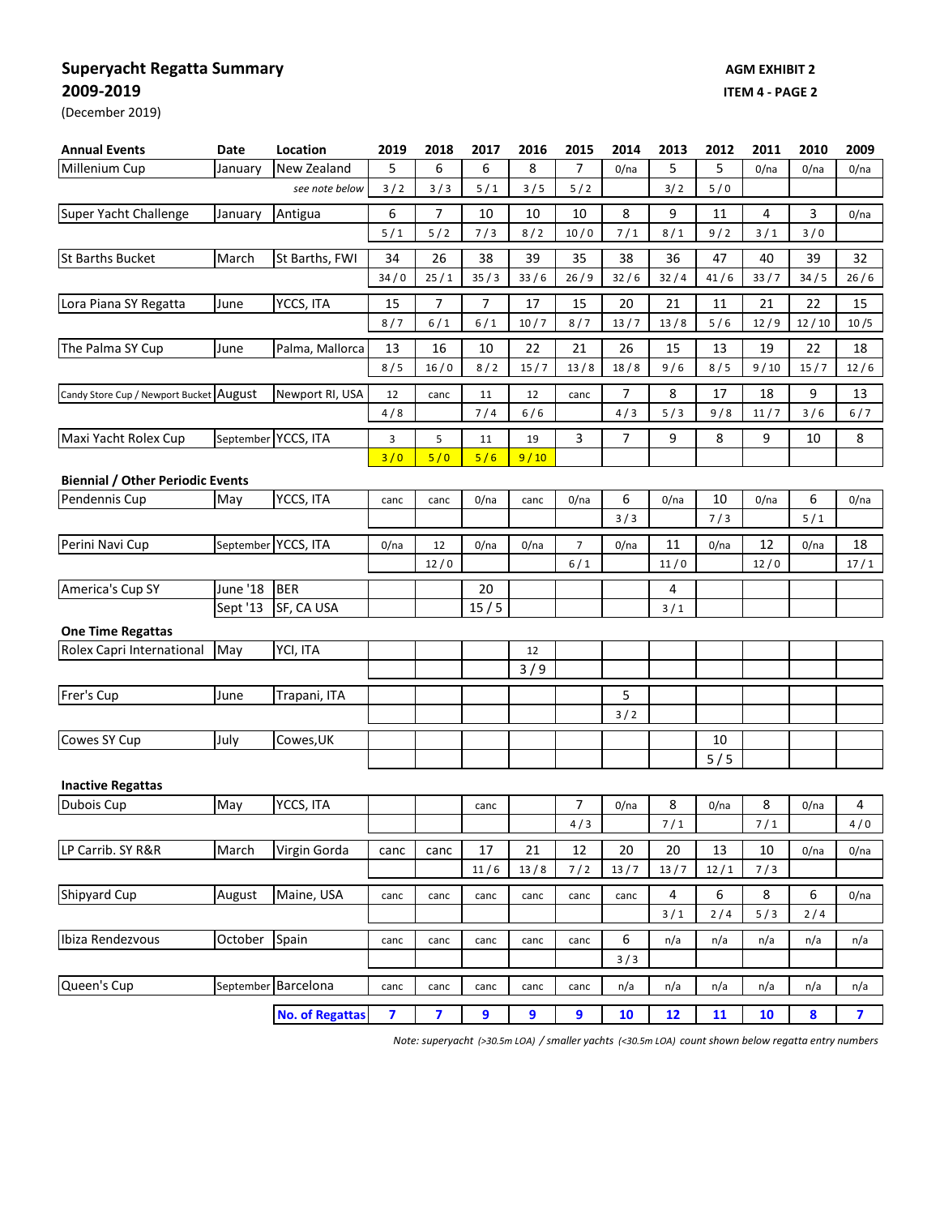**Superyacht Regatta Summary**
**2009-2019**
(December 2019)

**AGM EXHIBIT 2**
**ITEM 4 - PAGE 2**

| **Annual Events** | **Date** | **Location** | **2019** | **2018** | **2017** | **2016** | **2015** | **2014** | **2013** | **2012** | **2011** | **2010** | **2009** |
|---|---|---|---|---|---|---|---|---|---|---|---|---|---|
| Millenium Cup | January | New Zealand | 5 | 6 | 6 | 8 | 7 | 0/na | 5 | 5 | 0/na | 0/na | 0/na |
| | | *see note below* | 3 / 2 | 3 / 3 | 5 / 1 | 3 / 5 | 5 / 2 | | 3/ 2 | 5 / 0 | | | |
| Super Yacht Challenge | January | Antigua | 6 | 7 | 10 | 10 | 10 | 8 | 9 | 11 | 4 | 3 | 0/na |
| | | | 5 / 1 | 5 / 2 | 7 / 3 | 8 / 2 | 10 / 0 | 7 / 1 | 8 / 1 | 9 / 2 | 3 / 1 | 3 / 0 | |
| St Barths Bucket | March | St Barths, FWI | 34 | 26 | 38 | 39 | 35 | 38 | 36 | 47 | 40 | 39 | 32 |
| | | | 34 / 0 | 25 / 1 | 35 / 3 | 33 / 6 | 26 / 9 | 32 / 6 | 32 / 4 | 41 / 6 | 33 / 7 | 34 / 5 | 26 / 6 |
| Lora Piana SY Regatta | June | YCCS, ITA | 15 | 7 | 7 | 17 | 15 | 20 | 21 | 11 | 21 | 22 | 15 |
| | | | 8 / 7 | 6 / 1 | 6 / 1 | 10 / 7 | 8 / 7 | 13 / 7 | 13 / 8 | 5 / 6 | 12 / 9 | 12 / 10 | 10 /5 |
| The Palma SY Cup | June | Palma, Mallorca | 13 | 16 | 10 | 22 | 21 | 26 | 15 | 13 | 19 | 22 | 18 |
| | | | 8 / 5 | 16 / 0 | 8 / 2 | 15 / 7 | 13 / 8 | 18 / 8 | 9 / 6 | 8 / 5 | 9 / 10 | 15 / 7 | 12 / 6 |
| Candy Store Cup / Newport Bucket | August | Newport RI, USA | 12 | canc | 11 | 12 | canc | 7 | 8 | 17 | 18 | 9 | 13 |
| | | | 4 / 8 | | 7 / 4 | 6 / 6 | | 4 / 3 | 5 / 3 | 9 / 8 | 11 / 7 | 3 / 6 | 6 / 7 |
| Maxi Yacht Rolex Cup | September | YCCS, ITA | 3 | 5 | 11 | 19 | 3 | 7 | 9 | 8 | 9 | 10 | 8 |
| | | | 3 / 0 | 5 / 0 | 5 / 6 | 9 / 10 | | | | | | | |
| **Biennial / Other Periodic Events** | | | | | | | | | | | | | |
| Pendennis Cup | May | YCCS, ITA | canc | canc | 0/na | canc | 0/na | 6 | 0/na | 10 | 0/na | 6 | 0/na |
| | | | | | | | | 3 / 3 | | 7 / 3 | | 5 / 1 | |
| Perini Navi Cup | September | YCCS, ITA | 0/na | 12 | 0/na | 0/na | 7 | 0/na | 11 | 0/na | 12 | 0/na | 18 |
| | | | | 12 / 0 | | | 6 / 1 | | 11 / 0 | | 12 / 0 | | 17 / 1 |
| America's Cup SY | June '18 | BER | | | 20 | | | | 4 | | | | |
| | Sept '13 | SF, CA USA | | | 15 / 5 | | | | 3 / 1 | | | | |
| **One Time Regattas** | | | | | | | | | | | | | |
| Rolex Capri International | May | YCI, ITA | | | | 12 | | | | | | | |
| | | | | | | 3 / 9 | | | | | | | |
| Frer's Cup | June | Trapani, ITA | | | | | | 5 | | | | | |
| | | | | | | | | 3 / 2 | | | | | |
| Cowes SY Cup | July | Cowes,UK | | | | | | | | 10 | | | |
| | | | | | | | | | | 5 / 5 | | | |
| **Inactive Regattas** | | | | | | | | | | | | | |
| Dubois Cup | May | YCCS, ITA | | | canc | | 7 | 0/na | 8 | 0/na | 8 | 0/na | 4 |
| | | | | | | | 4 / 3 | | 7 / 1 | | 7 / 1 | | 4 / 0 |
| LP Carrib. SY R&R | March | Virgin Gorda | canc | canc | 17 | 21 | 12 | 20 | 20 | 13 | 10 | 0/na | 0/na |
| | | | | | 11 / 6 | 13 / 8 | 7 / 2 | 13 / 7 | 13 / 7 | 12 / 1 | 7 / 3 | | |
| Shipyard Cup | August | Maine, USA | canc | canc | canc | canc | canc | canc | 4 | 6 | 8 | 6 | 0/na |
| | | | | | | | | | 3 / 1 | 2 / 4 | 5 / 3 | 2 / 4 | |
| Ibiza Rendezvous | October | Spain | canc | canc | canc | canc | canc | 6 | n/a | n/a | n/a | n/a | n/a |
| | | | | | | | | 3 / 3 | | | | | |
| Queen's Cup | September | Barcelona | canc | canc | canc | canc | canc | n/a | n/a | n/a | n/a | n/a | n/a |
| | | **No. of Regattas** | **7** | **7** | **9** | **9** | **9** | **10** | **12** | **11** | **10** | **8** | **7** |

*Note: superyacht (>30.5m LOA) / smaller yachts (<30.5m LOA) count shown below regatta entry numbers*